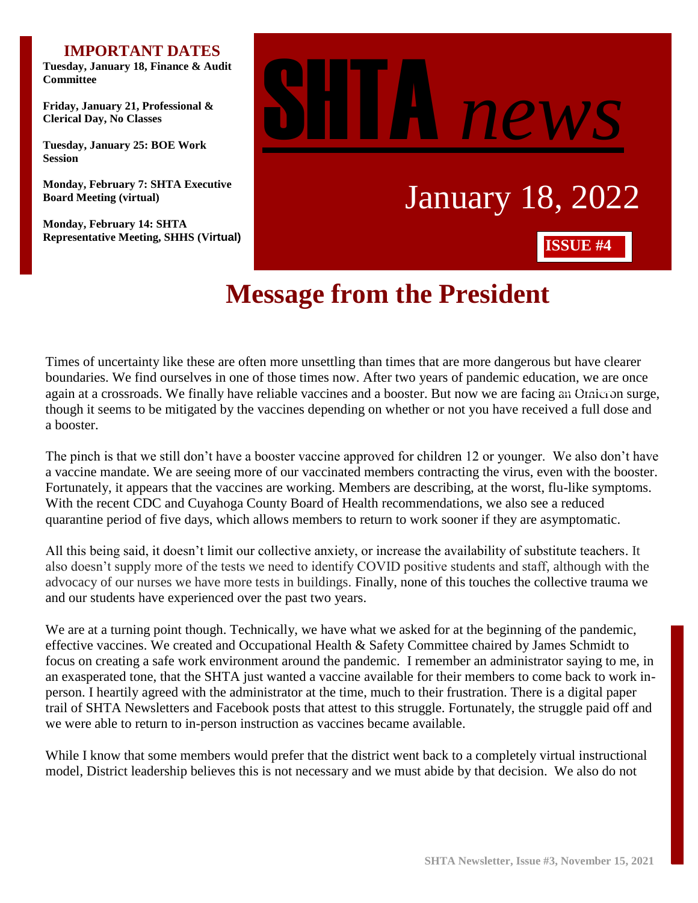# SHTA *news*

January 18, 2022

**ISSUE #4**

## IMPORTANT DATES

**Tuesday, January 18, Finance & Audit Committee**

**Friday, January 21, Professional & Clerical Day, No Classes**

**Tuesday, January 25: BOE Work Session**

**Monday, February 7: SHTA Executive Board Meeting (virtual)**

**Monday, February 14: SHTA Representative Meeting, SHHS (Virtual)**

# Message from the President

Times of uncertainty like these are often more unsettling than times that are more dangerous but have clearer boundaries. We find ourselves in one of those times now. After two years of pandemic education, we are once again at a crossroads. We finally have reliable vaccines and a booster. But now we are facing an Omicron surge, though it seems to be mitigated by the vaccines depending on whether or not you have received a full dose and a booster.

The pinch is that we still don't have a booster vaccine approved for children 12 or younger. We also don't have a vaccine mandate. We are seeing more of our vaccinated members contracting the virus, even with the booster. Fortunately, it appears that the vaccines are working. Members are describing, at the worst, flu-like symptoms. With the recent CDC and Cuyahoga County Board of Health recommendations, we also see a reduced quarantine period of five days, which allows members to return to work sooner if they are asymptomatic.

All this being said, it doesn't limit our collective anxiety, or increase the availability of substitute teachers. It also doesn't supply more of the tests we need to identify COVID positive students and staff, although with the advocacy of our nurses we have more tests in buildings. Finally, none of this touches the collective trauma we and our students have experienced over the past two years.

We are at a turning point though. Technically, we have what we asked for at the beginning of the pandemic, effective vaccines. We created and Occupational Health & Safety Committee chaired by James Schmidt to focus on creating a safe work environment around the pandemic. I remember an administrator saying to me, in an exasperated tone, that the SHTA just wanted a vaccine available for their members to come back to work in-person. I heartily agreed with the administrator at the time, much to their frustration. There is a digital paper trail of SHTA Newsletters and Facebook posts that attest to this struggle. Fortunately, the struggle paid off and we were able to return to in-person instruction as vaccines became available.

While I know that some members would prefer that the district went back to a completely virtual instructional model, District leadership believes this is not necessary and we must abide by that decision. We also do not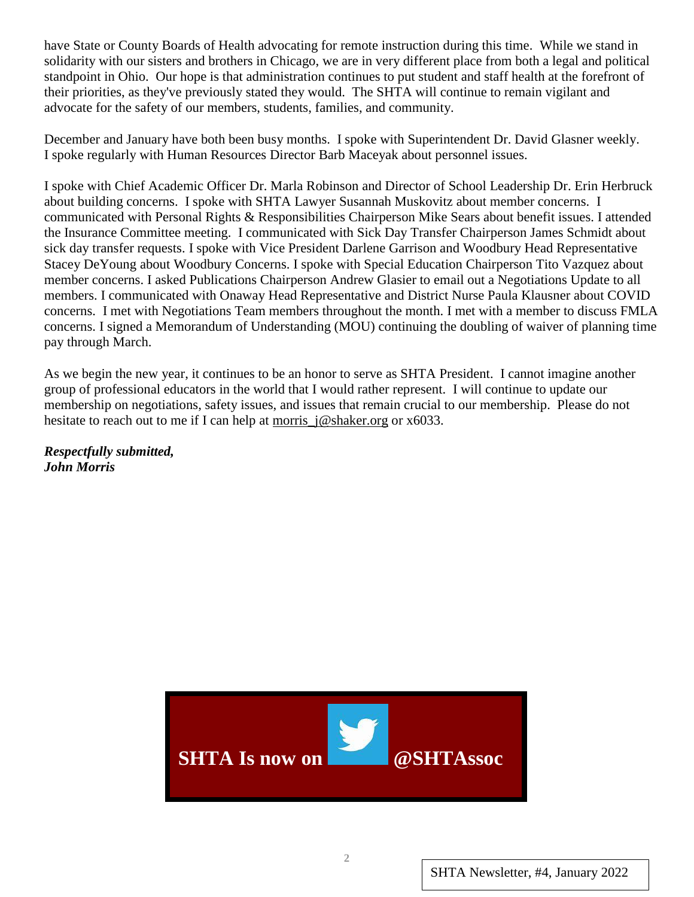have State or County Boards of Health advocating for remote instruction during this time. While we stand in solidarity with our sisters and brothers in Chicago, we are in very different place from both a legal and political standpoint in Ohio. Our hope is that administration continues to put student and staff health at the forefront of their priorities, as they've previously stated they would. The SHTA will continue to remain vigilant and advocate for the safety of our members, students, families, and community.

December and January have both been busy months. I spoke with Superintendent Dr. David Glasner weekly. I spoke regularly with Human Resources Director Barb Maceyak about personnel issues.

I spoke with Chief Academic Officer Dr. Marla Robinson and Director of School Leadership Dr. Erin Herbruck about building concerns. I spoke with SHTA Lawyer Susannah Muskovitz about member concerns. I communicated with Personal Rights & Responsibilities Chairperson Mike Sears about benefit issues. I attended the Insurance Committee meeting. I communicated with Sick Day Transfer Chairperson James Schmidt about sick day transfer requests. I spoke with Vice President Darlene Garrison and Woodbury Head Representative Stacey DeYoung about Woodbury Concerns. I spoke with Special Education Chairperson Tito Vazquez about member concerns. I asked Publications Chairperson Andrew Glasier to email out a Negotiations Update to all members. I communicated with Onaway Head Representative and District Nurse Paula Klausner about COVID concerns. I met with Negotiations Team members throughout the month. I met with a member to discuss FMLA concerns. I signed a Memorandum of Understanding (MOU) continuing the doubling of waiver of planning time pay through March.

As we begin the new year, it continues to be an honor to serve as SHTA President. I cannot imagine another group of professional educators in the world that I would rather represent. I will continue to update our membership on negotiations, safety issues, and issues that remain crucial to our membership. Please do not hesitate to reach out to me if I can help at morris_j@shaker.org or x6033.

***Respectfully submitted,***
***John Morris***

**SHTA Is now on Twitter @SHTAssoc**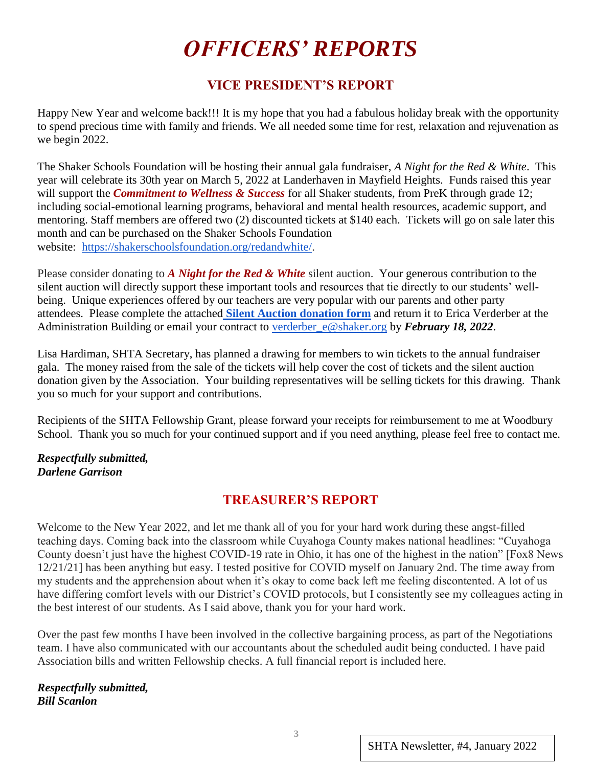# *OFFICERS' REPORTS*

## VICE PRESIDENT'S REPORT

Happy New Year and welcome back!!! It is my hope that you had a fabulous holiday break with the opportunity to spend precious time with family and friends. We all needed some time for rest, relaxation and rejuvenation as we begin 2022.

The Shaker Schools Foundation will be hosting their annual gala fundraiser, *A Night for the Red & White*. This year will celebrate its 30th year on March 5, 2022 at Landerhaven in Mayfield Heights. Funds raised this year will support the ***Commitment to Wellness & Success*** for all Shaker students, from PreK through grade 12; including social-emotional learning programs, behavioral and mental health resources, academic support, and mentoring. Staff members are offered two (2) discounted tickets at $140 each. Tickets will go on sale later this month and can be purchased on the Shaker Schools Foundation website: https://shakerschoolsfoundation.org/redandwhite/.

Please consider donating to ***A Night for the Red & White*** silent auction. Your generous contribution to the silent auction will directly support these important tools and resources that tie directly to our students' well-being. Unique experiences offered by our teachers are very popular with our parents and other party attendees. Please complete the attached **Silent Auction donation form** and return it to Erica Verderber at the Administration Building or email your contract to verderber_e@shaker.org by ***February 18, 2022***.

Lisa Hardiman, SHTA Secretary, has planned a drawing for members to win tickets to the annual fundraiser gala. The money raised from the sale of the tickets will help cover the cost of tickets and the silent auction donation given by the Association. Your building representatives will be selling tickets for this drawing. Thank you so much for your support and contributions.

Recipients of the SHTA Fellowship Grant, please forward your receipts for reimbursement to me at Woodbury School. Thank you so much for your continued support and if you need anything, please feel free to contact me.

***Respectfully submitted,***
***Darlene Garrison***

## TREASURER'S REPORT

Welcome to the New Year 2022, and let me thank all of you for your hard work during these angst-filled teaching days. Coming back into the classroom while Cuyahoga County makes national headlines: "Cuyahoga County doesn't just have the highest COVID-19 rate in Ohio, it has one of the highest in the nation" [Fox8 News 12/21/21] has been anything but easy. I tested positive for COVID myself on January 2nd. The time away from my students and the apprehension about when it's okay to come back left me feeling discontented. A lot of us have differing comfort levels with our District's COVID protocols, but I consistently see my colleagues acting in the best interest of our students. As I said above, thank you for your hard work.

Over the past few months I have been involved in the collective bargaining process, as part of the Negotiations team. I have also communicated with our accountants about the scheduled audit being conducted. I have paid Association bills and written Fellowship checks. A full financial report is included here.

***Respectfully submitted,***
***Bill Scanlon***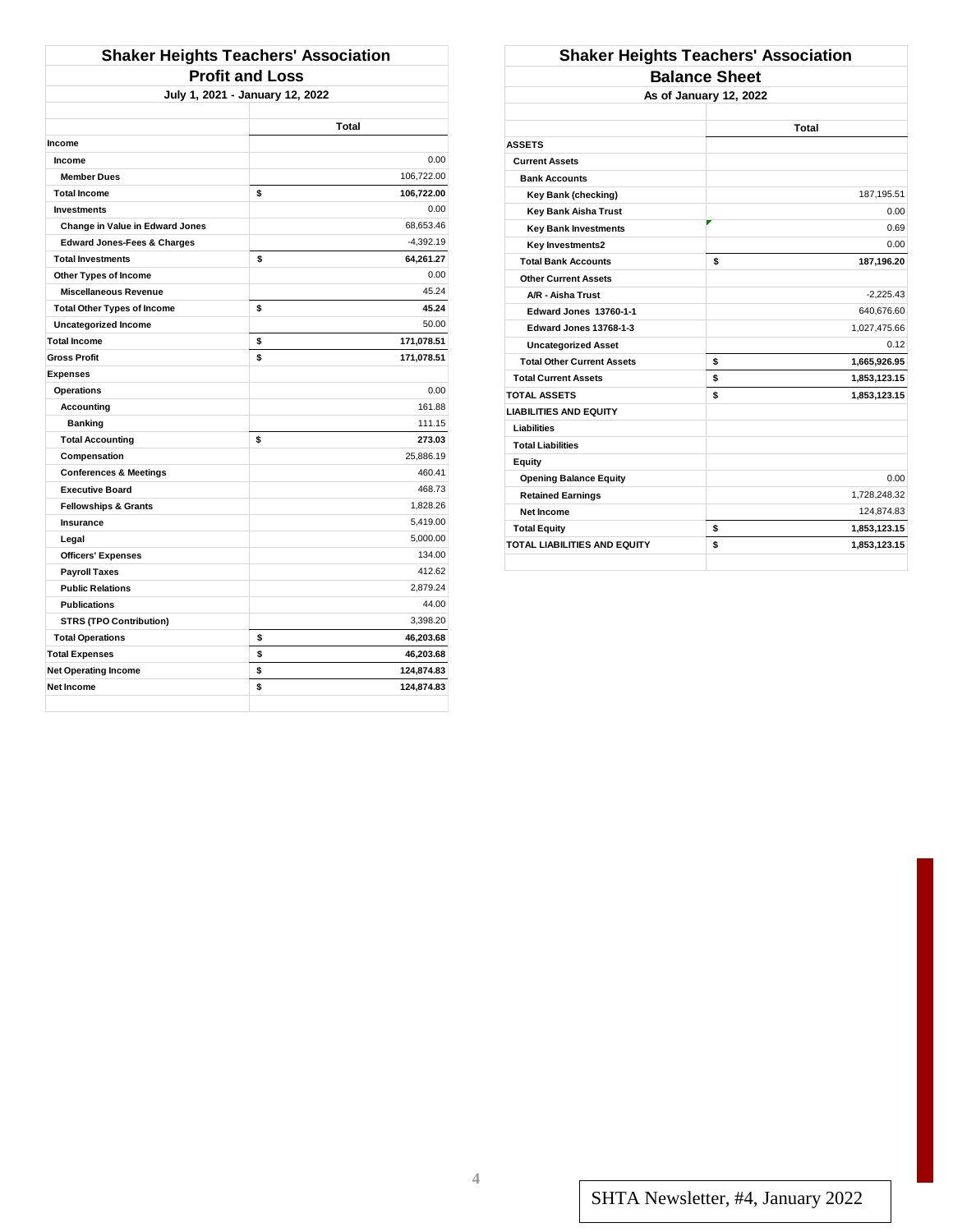## Shaker Heights Teachers' Association

### Profit and Loss

**July 1, 2021 - January 12, 2022**

| | Total |
|---|---|
| **Income** | |
| **Income** | 0.00 |
| **Member Dues** | 106,722.00 |
| **Total Income** | $ 106,722.00 |
| **Investments** | 0.00 |
| **Change in Value in Edward Jones** | 68,653.46 |
| **Edward Jones-Fees & Charges** | -4,392.19 |
| **Total Investments** | $ 64,261.27 |
| **Other Types of Income** | 0.00 |
| **Miscellaneous Revenue** | 45.24 |
| **Total Other Types of Income** | $ 45.24 |
| **Uncategorized Income** | 50.00 |
| **Total Income** | $ 171,078.51 |
| **Gross Profit** | $ 171,078.51 |
| **Expenses** | |
| **Operations** | 0.00 |
| **Accounting** | 161.88 |
| **Banking** | 111.15 |
| **Total Accounting** | $ 273.03 |
| **Compensation** | 25,886.19 |
| **Conferences & Meetings** | 460.41 |
| **Executive Board** | 468.73 |
| **Fellowships & Grants** | 1,828.26 |
| **Insurance** | 5,419.00 |
| **Legal** | 5,000.00 |
| **Officers' Expenses** | 134.00 |
| **Payroll Taxes** | 412.62 |
| **Public Relations** | 2,879.24 |
| **Publications** | 44.00 |
| **STRS (TPO Contribution)** | 3,398.20 |
| **Total Operations** | $ 46,203.68 |
| **Total Expenses** | $ 46,203.68 |
| **Net Operating Income** | $ 124,874.83 |
| **Net Income** | $ 124,874.83 |

## Shaker Heights Teachers' Association

### Balance Sheet

**As of January 12, 2022**

| | Total |
|---|---|
| **ASSETS** | |
| **Current Assets** | |
| **Bank Accounts** | |
| **Key Bank (checking)** | 187,195.51 |
| **Key Bank Aisha Trust** | 0.00 |
| **Key Bank Investments** | 0.69 |
| **Key Investments2** | 0.00 |
| **Total Bank Accounts** | $ 187,196.20 |
| **Other Current Assets** | |
| **A/R - Aisha Trust** | -2,225.43 |
| **Edward Jones 13760-1-1** | 640,676.60 |
| **Edward Jones 13768-1-3** | 1,027,475.66 |
| **Uncategorized Asset** | 0.12 |
| **Total Other Current Assets** | $ 1,665,926.95 |
| **Total Current Assets** | $ 1,853,123.15 |
| **TOTAL ASSETS** | $ 1,853,123.15 |
| **LIABILITIES AND EQUITY** | |
| **Liabilities** | |
| **Total Liabilities** | |
| **Equity** | |
| **Opening Balance Equity** | 0.00 |
| **Retained Earnings** | 1,728,248.32 |
| **Net Income** | 124,874.83 |
| **Total Equity** | $ 1,853,123.15 |
| **TOTAL LIABILITIES AND EQUITY** | $ 1,853,123.15 |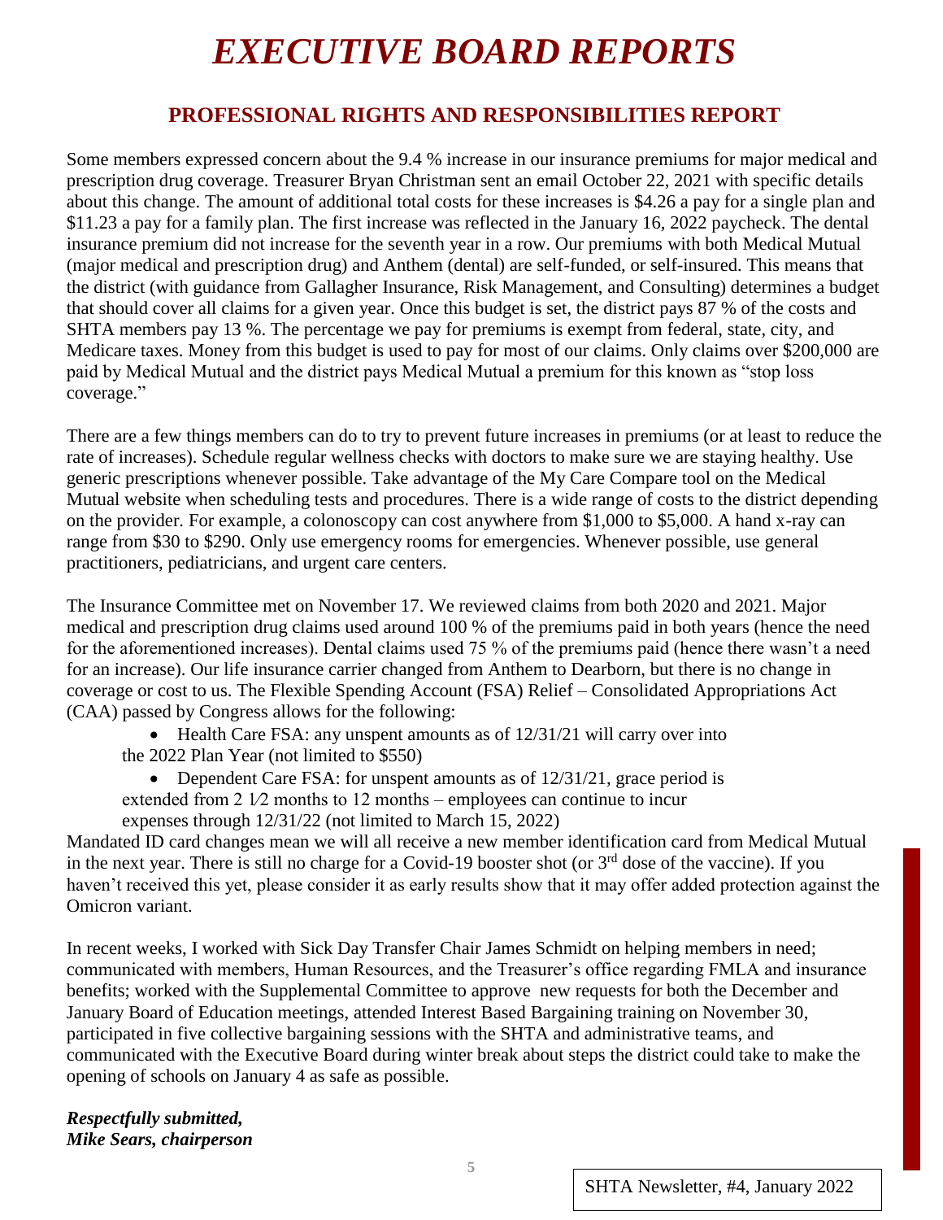# *EXECUTIVE BOARD REPORTS*

## PROFESSIONAL RIGHTS AND RESPONSIBILITIES REPORT

Some members expressed concern about the 9.4 % increase in our insurance premiums for major medical and prescription drug coverage. Treasurer Bryan Christman sent an email October 22, 2021 with specific details about this change. The amount of additional total costs for these increases is $4.26 a pay for a single plan and $11.23 a pay for a family plan. The first increase was reflected in the January 16, 2022 paycheck. The dental insurance premium did not increase for the seventh year in a row. Our premiums with both Medical Mutual (major medical and prescription drug) and Anthem (dental) are self-funded, or self-insured. This means that the district (with guidance from Gallagher Insurance, Risk Management, and Consulting) determines a budget that should cover all claims for a given year. Once this budget is set, the district pays 87 % of the costs and SHTA members pay 13 %. The percentage we pay for premiums is exempt from federal, state, city, and Medicare taxes. Money from this budget is used to pay for most of our claims. Only claims over $200,000 are paid by Medical Mutual and the district pays Medical Mutual a premium for this known as "stop loss coverage."

There are a few things members can do to try to prevent future increases in premiums (or at least to reduce the rate of increases). Schedule regular wellness checks with doctors to make sure we are staying healthy. Use generic prescriptions whenever possible. Take advantage of the My Care Compare tool on the Medical Mutual website when scheduling tests and procedures. There is a wide range of costs to the district depending on the provider. For example, a colonoscopy can cost anywhere from $1,000 to $5,000. A hand x-ray can range from $30 to $290. Only use emergency rooms for emergencies. Whenever possible, use general practitioners, pediatricians, and urgent care centers.

The Insurance Committee met on November 17. We reviewed claims from both 2020 and 2021. Major medical and prescription drug claims used around 100 % of the premiums paid in both years (hence the need for the aforementioned increases). Dental claims used 75 % of the premiums paid (hence there wasn't a need for an increase). Our life insurance carrier changed from Anthem to Dearborn, but there is no change in coverage or cost to us. The Flexible Spending Account (FSA) Relief – Consolidated Appropriations Act (CAA) passed by Congress allows for the following:

- Health Care FSA: any unspent amounts as of 12/31/21 will carry over into the 2022 Plan Year (not limited to $550)
- Dependent Care FSA: for unspent amounts as of 12/31/21, grace period is extended from 2 1⁄2 months to 12 months – employees can continue to incur expenses through 12/31/22 (not limited to March 15, 2022)

Mandated ID card changes mean we will all receive a new member identification card from Medical Mutual in the next year. There is still no charge for a Covid-19 booster shot (or 3rd dose of the vaccine). If you haven't received this yet, please consider it as early results show that it may offer added protection against the Omicron variant.

In recent weeks, I worked with Sick Day Transfer Chair James Schmidt on helping members in need; communicated with members, Human Resources, and the Treasurer's office regarding FMLA and insurance benefits; worked with the Supplemental Committee to approve new requests for both the December and January Board of Education meetings, attended Interest Based Bargaining training on November 30, participated in five collective bargaining sessions with the SHTA and administrative teams, and communicated with the Executive Board during winter break about steps the district could take to make the opening of schools on January 4 as safe as possible.

***Respectfully submitted,***
***Mike Sears, chairperson***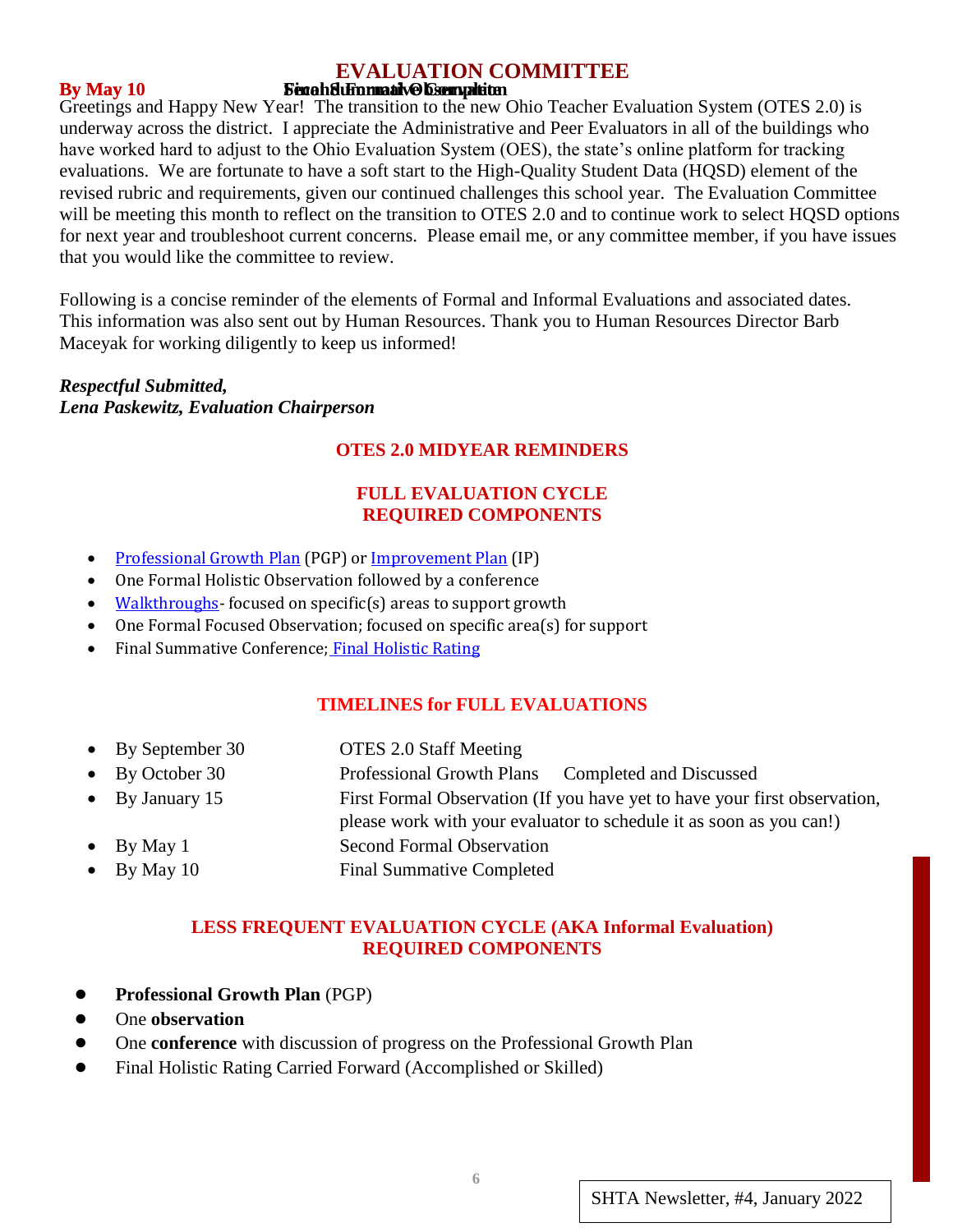# EVALUATION COMMITTEE

Greetings and Happy New Year! The transition to the new Ohio Teacher Evaluation System (OTES 2.0) is underway across the district. I appreciate the Administrative and Peer Evaluators in all of the buildings who have worked hard to adjust to the Ohio Evaluation System (OES), the state's online platform for tracking evaluations. We are fortunate to have a soft start to the High-Quality Student Data (HQSD) element of the revised rubric and requirements, given our continued challenges this school year. The Evaluation Committee will be meeting this month to reflect on the transition to OTES 2.0 and to continue work to select HQSD options for next year and troubleshoot current concerns. Please email me, or any committee member, if you have issues that you would like the committee to review.

Following is a concise reminder of the elements of Formal and Informal Evaluations and associated dates. This information was also sent out by Human Resources. Thank you to Human Resources Director Barb Maceyak for working diligently to keep us informed!

***Respectful Submitted,***
***Lena Paskewitz, Evaluation Chairperson***

## OTES 2.0 MIDYEAR REMINDERS

### FULL EVALUATION CYCLE REQUIRED COMPONENTS

- Professional Growth Plan (PGP) or Improvement Plan (IP)
- One Formal Holistic Observation followed by a conference
- Walkthroughs- focused on specific(s) areas to support growth
- One Formal Focused Observation; focused on specific area(s) for support
- Final Summative Conference; Final Holistic Rating

### TIMELINES for FULL EVALUATIONS

- By September 30 — OTES 2.0 Staff Meeting
- By October 30 — Professional Growth Plans Completed and Discussed
- By January 15 — First Formal Observation (If you have yet to have your first observation, please work with your evaluator to schedule it as soon as you can!)
- By May 1 — Second Formal Observation
- By May 10 — Final Summative Completed

### LESS FREQUENT EVALUATION CYCLE (AKA Informal Evaluation) REQUIRED COMPONENTS

- **Professional Growth Plan** (PGP)
- One **observation**
- One **conference** with discussion of progress on the Professional Growth Plan
- Final Holistic Rating Carried Forward (Accomplished or Skilled)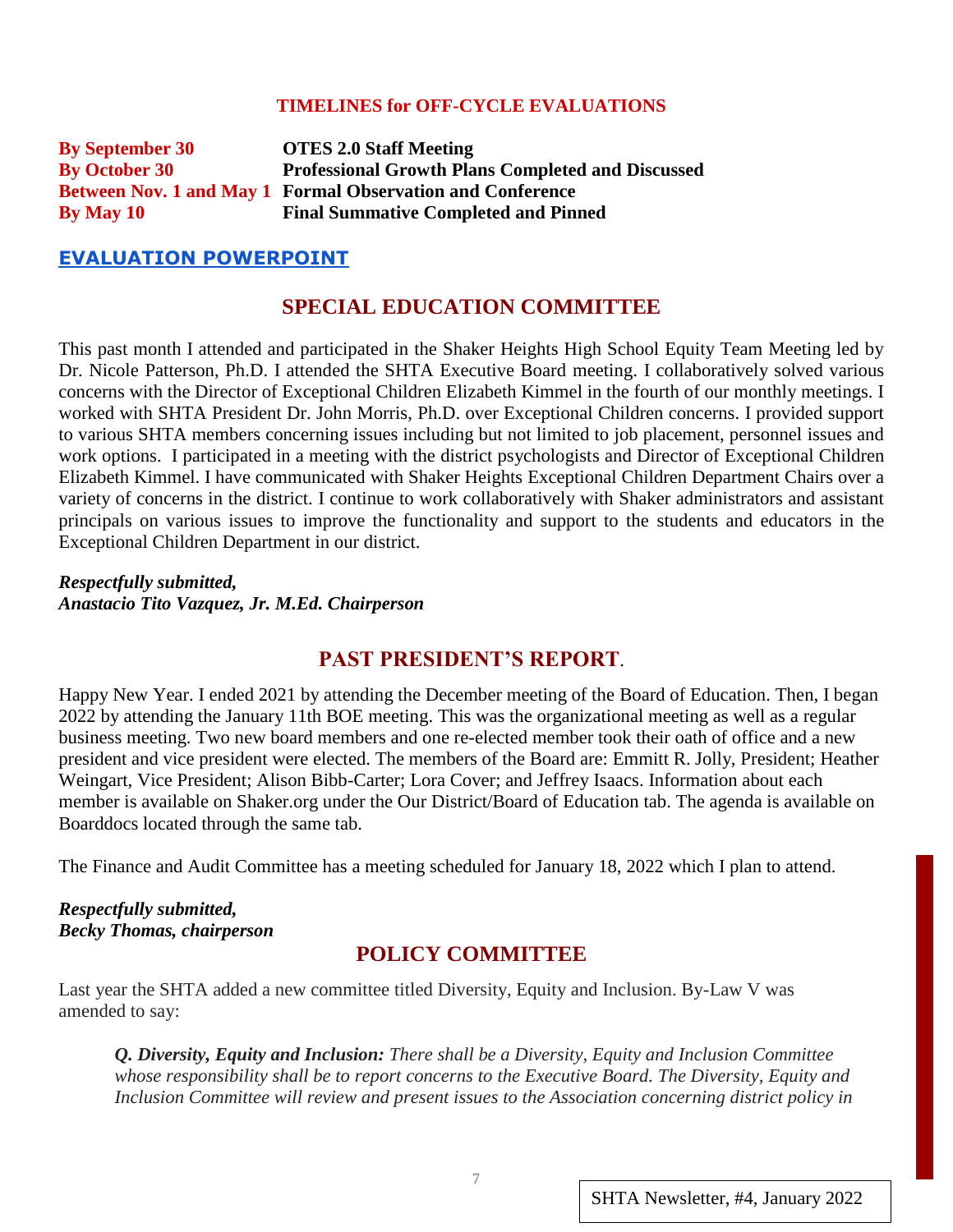### TIMELINES for OFF-CYCLE EVALUATIONS

| | |
|---|---|
| **By September 30** | **OTES 2.0 Staff Meeting** |
| **By October 30** | **Professional Growth Plans Completed and Discussed** |
| **Between Nov. 1 and May 1** | **Formal Observation and Conference** |
| **By May 10** | **Final Summative Completed and Pinned** |

**EVALUATION POWERPOINT**

## SPECIAL EDUCATION COMMITTEE

This past month I attended and participated in the Shaker Heights High School Equity Team Meeting led by Dr. Nicole Patterson, Ph.D. I attended the SHTA Executive Board meeting. I collaboratively solved various concerns with the Director of Exceptional Children Elizabeth Kimmel in the fourth of our monthly meetings. I worked with SHTA President Dr. John Morris, Ph.D. over Exceptional Children concerns. I provided support to various SHTA members concerning issues including but not limited to job placement, personnel issues and work options. I participated in a meeting with the district psychologists and Director of Exceptional Children Elizabeth Kimmel. I have communicated with Shaker Heights Exceptional Children Department Chairs over a variety of concerns in the district. I continue to work collaboratively with Shaker administrators and assistant principals on various issues to improve the functionality and support to the students and educators in the Exceptional Children Department in our district.

***Respectfully submitted,***
***Anastacio Tito Vazquez, Jr. M.Ed. Chairperson***

## PAST PRESIDENT'S REPORT.

Happy New Year. I ended 2021 by attending the December meeting of the Board of Education. Then, I began 2022 by attending the January 11th BOE meeting. This was the organizational meeting as well as a regular business meeting. Two new board members and one re-elected member took their oath of office and a new president and vice president were elected. The members of the Board are: Emmitt R. Jolly, President; Heather Weingart, Vice President; Alison Bibb-Carter; Lora Cover; and Jeffrey Isaacs. Information about each member is available on Shaker.org under the Our District/Board of Education tab. The agenda is available on Boarddocs located through the same tab.

The Finance and Audit Committee has a meeting scheduled for January 18, 2022 which I plan to attend.

***Respectfully submitted,***
***Becky Thomas, chairperson***

## POLICY COMMITTEE

Last year the SHTA added a new committee titled Diversity, Equity and Inclusion. By-Law V was amended to say:

> ***Q. Diversity, Equity and Inclusion:*** *There shall be a Diversity, Equity and Inclusion Committee whose responsibility shall be to report concerns to the Executive Board. The Diversity, Equity and Inclusion Committee will review and present issues to the Association concerning district policy in*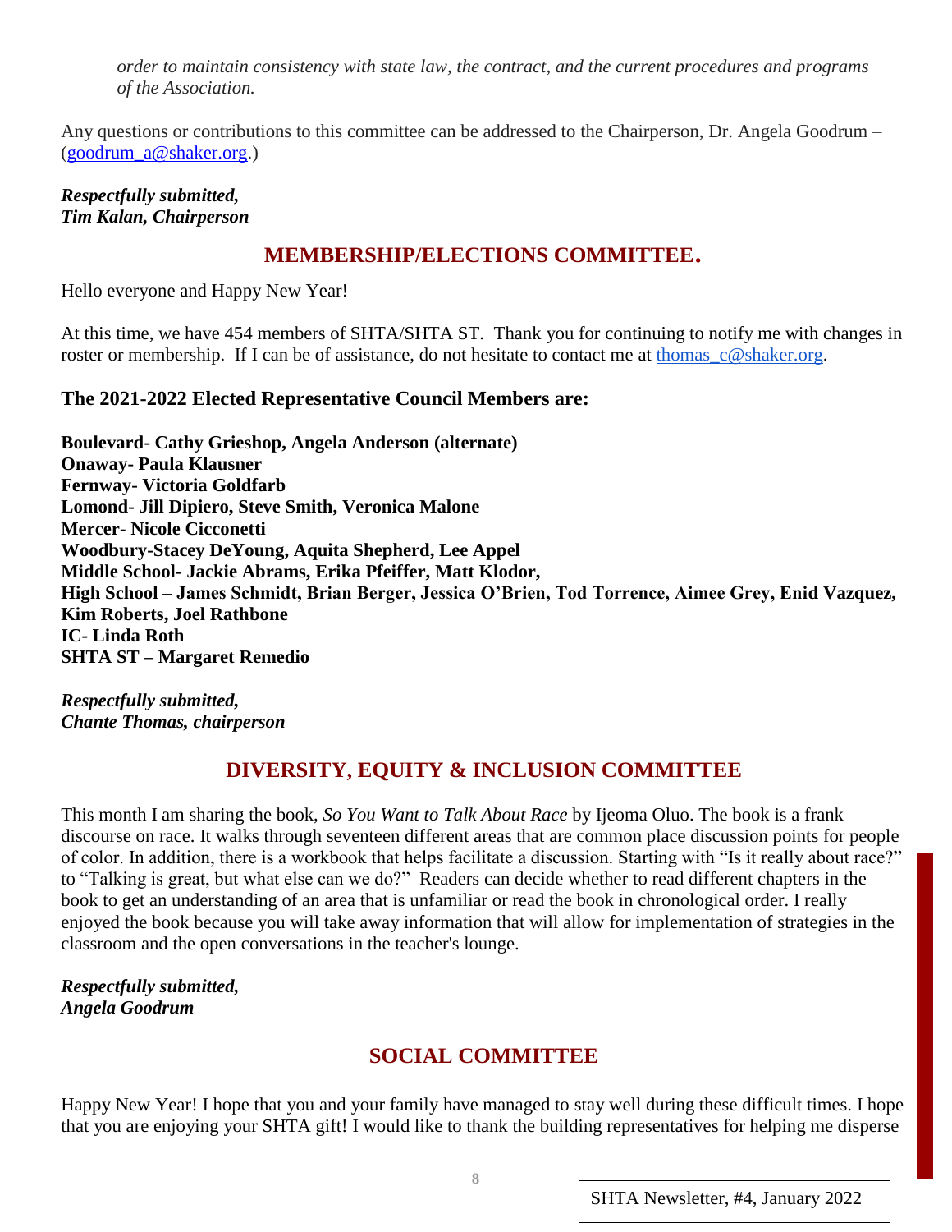*order to maintain consistency with state law, the contract, and the current procedures and programs of the Association.*

Any questions or contributions to this committee can be addressed to the Chairperson, Dr. Angela Goodrum – (goodrum_a@shaker.org.)

***Respectfully submitted,***
***Tim Kalan, Chairperson***

## MEMBERSHIP/ELECTIONS COMMITTEE.

Hello everyone and Happy New Year!

At this time, we have 454 members of SHTA/SHTA ST. Thank you for continuing to notify me with changes in roster or membership. If I can be of assistance, do not hesitate to contact me at thomas_c@shaker.org.

### The 2021-2022 Elected Representative Council Members are:

**Boulevard- Cathy Grieshop, Angela Anderson (alternate)**
**Onaway- Paula Klausner**
**Fernway- Victoria Goldfarb**
**Lomond- Jill Dipiero, Steve Smith, Veronica Malone**
**Mercer- Nicole Cicconetti**
**Woodbury-Stacey DeYoung, Aquita Shepherd, Lee Appel**
**Middle School- Jackie Abrams, Erika Pfeiffer, Matt Klodor,**
**High School – James Schmidt, Brian Berger, Jessica O'Brien, Tod Torrence, Aimee Grey, Enid Vazquez, Kim Roberts, Joel Rathbone**
**IC- Linda Roth**
**SHTA ST – Margaret Remedio**

***Respectfully submitted,***
***Chante Thomas, chairperson***

## DIVERSITY, EQUITY & INCLUSION COMMITTEE

This month I am sharing the book, *So You Want to Talk About Race* by Ijeoma Oluo. The book is a frank discourse on race. It walks through seventeen different areas that are common place discussion points for people of color. In addition, there is a workbook that helps facilitate a discussion. Starting with "Is it really about race?" to "Talking is great, but what else can we do?" Readers can decide whether to read different chapters in the book to get an understanding of an area that is unfamiliar or read the book in chronological order. I really enjoyed the book because you will take away information that will allow for implementation of strategies in the classroom and the open conversations in the teacher's lounge.

***Respectfully submitted,***
***Angela Goodrum***

## SOCIAL COMMITTEE

Happy New Year! I hope that you and your family have managed to stay well during these difficult times. I hope that you are enjoying your SHTA gift! I would like to thank the building representatives for helping me disperse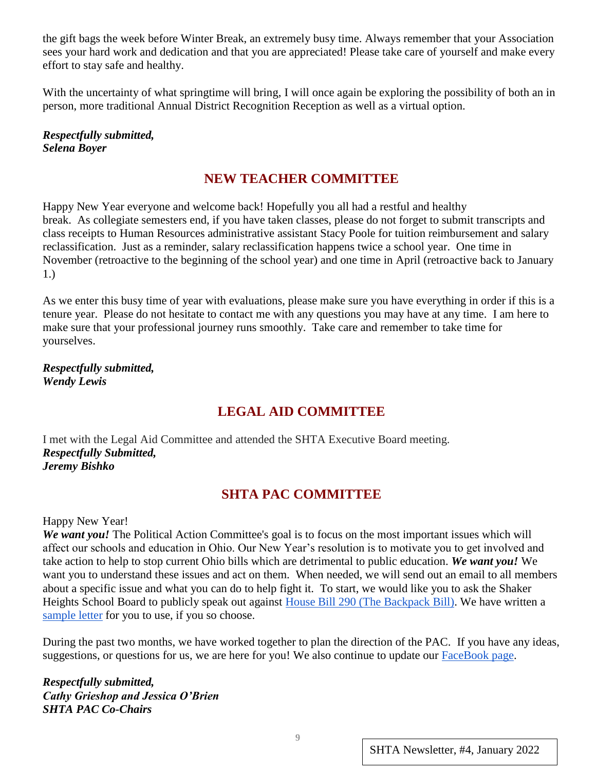the gift bags the week before Winter Break, an extremely busy time. Always remember that your Association sees your hard work and dedication and that you are appreciated! Please take care of yourself and make every effort to stay safe and healthy.

With the uncertainty of what springtime will bring, I will once again be exploring the possibility of both an in person, more traditional Annual District Recognition Reception as well as a virtual option.

***Respectfully submitted,***
***Selena Boyer***

## NEW TEACHER COMMITTEE

Happy New Year everyone and welcome back! Hopefully you all had a restful and healthy break. As collegiate semesters end, if you have taken classes, please do not forget to submit transcripts and class receipts to Human Resources administrative assistant Stacy Poole for tuition reimbursement and salary reclassification. Just as a reminder, salary reclassification happens twice a school year. One time in November (retroactive to the beginning of the school year) and one time in April (retroactive back to January 1.)

As we enter this busy time of year with evaluations, please make sure you have everything in order if this is a tenure year. Please do not hesitate to contact me with any questions you may have at any time. I am here to make sure that your professional journey runs smoothly. Take care and remember to take time for yourselves.

***Respectfully submitted,***
***Wendy Lewis***

## LEGAL AID COMMITTEE

I met with the Legal Aid Committee and attended the SHTA Executive Board meeting.
***Respectfully Submitted,***
***Jeremy Bishko***

## SHTA PAC COMMITTEE

Happy New Year!
***We want you!*** The Political Action Committee's goal is to focus on the most important issues which will affect our schools and education in Ohio. Our New Year's resolution is to motivate you to get involved and take action to help to stop current Ohio bills which are detrimental to public education. ***We want you!*** We want you to understand these issues and act on them. When needed, we will send out an email to all members about a specific issue and what you can do to help fight it. To start, we would like you to ask the Shaker Heights School Board to publicly speak out against House Bill 290 (The Backpack Bill). We have written a sample letter for you to use, if you so choose.

During the past two months, we have worked together to plan the direction of the PAC. If you have any ideas, suggestions, or questions for us, we are here for you! We also continue to update our FaceBook page.

***Respectfully submitted,***
***Cathy Grieshop and Jessica O'Brien***
***SHTA PAC Co-Chairs***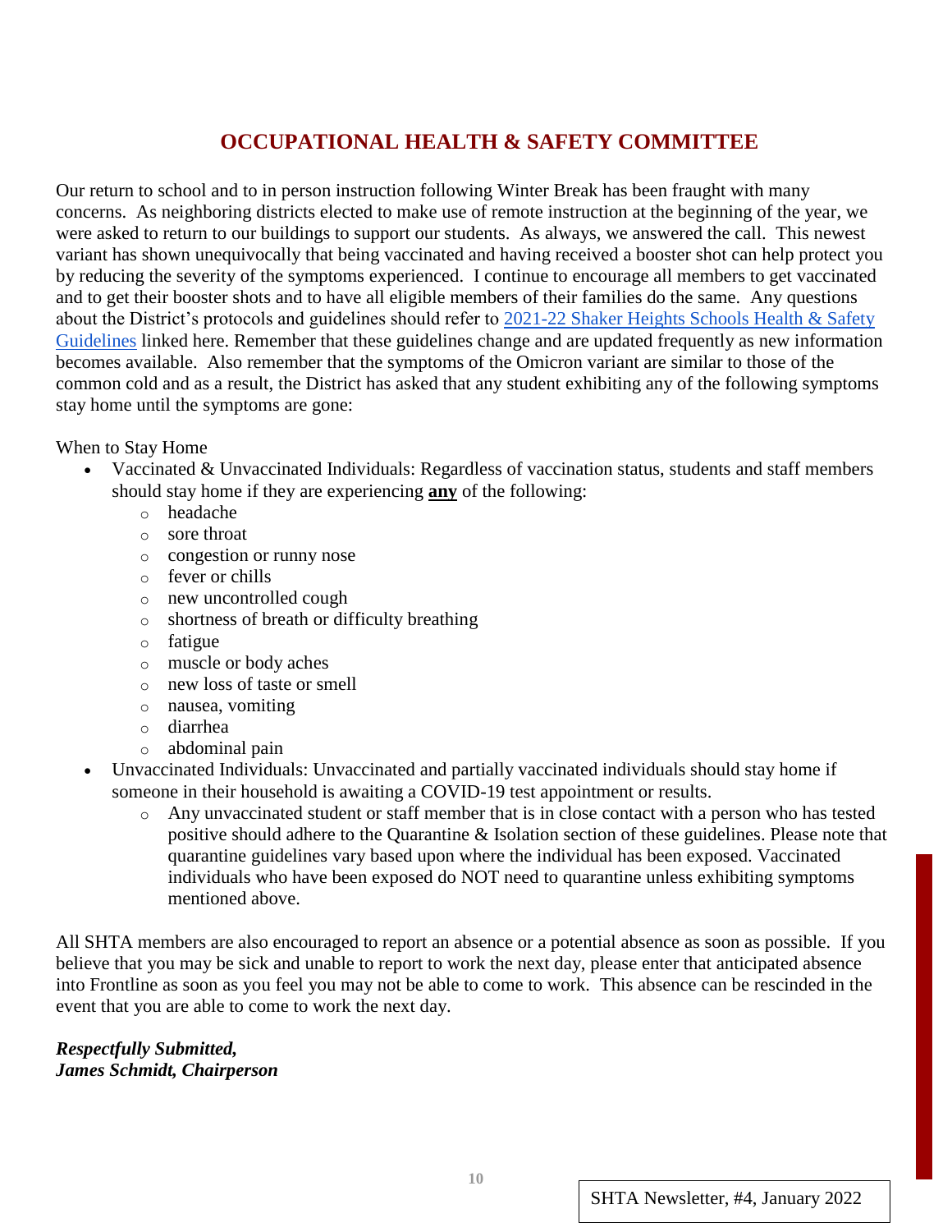## OCCUPATIONAL HEALTH & SAFETY COMMITTEE

Our return to school and to in person instruction following Winter Break has been fraught with many concerns. As neighboring districts elected to make use of remote instruction at the beginning of the year, we were asked to return to our buildings to support our students. As always, we answered the call. This newest variant has shown unequivocally that being vaccinated and having received a booster shot can help protect you by reducing the severity of the symptoms experienced. I continue to encourage all members to get vaccinated and to get their booster shots and to have all eligible members of their families do the same. Any questions about the District's protocols and guidelines should refer to 2021-22 Shaker Heights Schools Health & Safety Guidelines linked here. Remember that these guidelines change and are updated frequently as new information becomes available. Also remember that the symptoms of the Omicron variant are similar to those of the common cold and as a result, the District has asked that any student exhibiting any of the following symptoms stay home until the symptoms are gone:

When to Stay Home

- Vaccinated & Unvaccinated Individuals: Regardless of vaccination status, students and staff members should stay home if they are experiencing **any** of the following:
  - headache
  - sore throat
  - congestion or runny nose
  - fever or chills
  - new uncontrolled cough
  - shortness of breath or difficulty breathing
  - fatigue
  - muscle or body aches
  - new loss of taste or smell
  - nausea, vomiting
  - diarrhea
  - abdominal pain
- Unvaccinated Individuals: Unvaccinated and partially vaccinated individuals should stay home if someone in their household is awaiting a COVID-19 test appointment or results.
  - Any unvaccinated student or staff member that is in close contact with a person who has tested positive should adhere to the Quarantine & Isolation section of these guidelines. Please note that quarantine guidelines vary based upon where the individual has been exposed. Vaccinated individuals who have been exposed do NOT need to quarantine unless exhibiting symptoms mentioned above.

All SHTA members are also encouraged to report an absence or a potential absence as soon as possible. If you believe that you may be sick and unable to report to work the next day, please enter that anticipated absence into Frontline as soon as you feel you may not be able to come to work. This absence can be rescinded in the event that you are able to come to work the next day.

***Respectfully Submitted,***
***James Schmidt, Chairperson***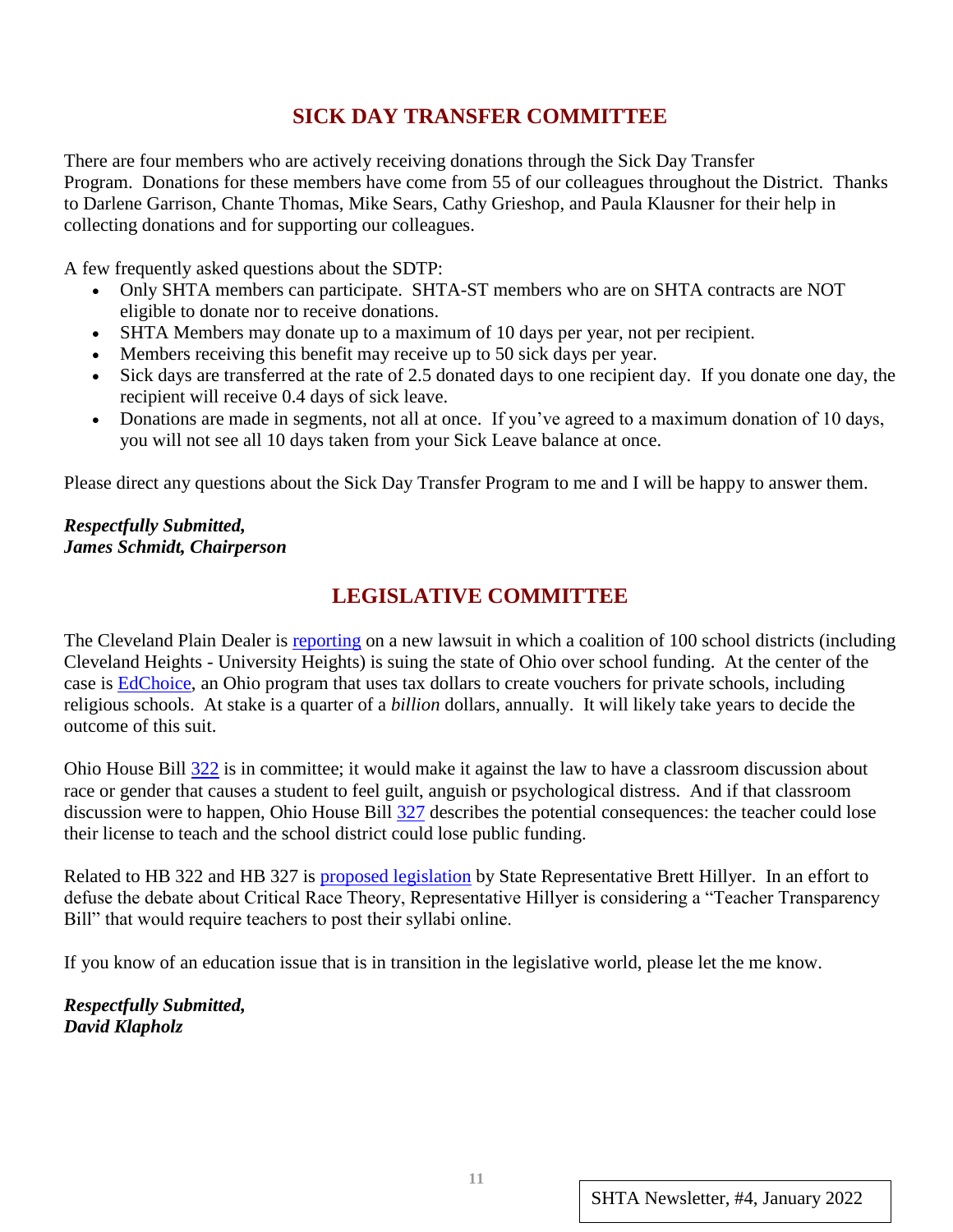## SICK DAY TRANSFER COMMITTEE

There are four members who are actively receiving donations through the Sick Day Transfer Program. Donations for these members have come from 55 of our colleagues throughout the District. Thanks to Darlene Garrison, Chante Thomas, Mike Sears, Cathy Grieshop, and Paula Klausner for their help in collecting donations and for supporting our colleagues.

A few frequently asked questions about the SDTP:

- Only SHTA members can participate. SHTA-ST members who are on SHTA contracts are NOT eligible to donate nor to receive donations.
- SHTA Members may donate up to a maximum of 10 days per year, not per recipient.
- Members receiving this benefit may receive up to 50 sick days per year.
- Sick days are transferred at the rate of 2.5 donated days to one recipient day. If you donate one day, the recipient will receive 0.4 days of sick leave.
- Donations are made in segments, not all at once. If you've agreed to a maximum donation of 10 days, you will not see all 10 days taken from your Sick Leave balance at once.

Please direct any questions about the Sick Day Transfer Program to me and I will be happy to answer them.

***Respectfully Submitted,***
***James Schmidt, Chairperson***

## LEGISLATIVE COMMITTEE

The Cleveland Plain Dealer is reporting on a new lawsuit in which a coalition of 100 school districts (including Cleveland Heights - University Heights) is suing the state of Ohio over school funding. At the center of the case is EdChoice, an Ohio program that uses tax dollars to create vouchers for private schools, including religious schools. At stake is a quarter of a *billion* dollars, annually. It will likely take years to decide the outcome of this suit.

Ohio House Bill 322 is in committee; it would make it against the law to have a classroom discussion about race or gender that causes a student to feel guilt, anguish or psychological distress. And if that classroom discussion were to happen, Ohio House Bill 327 describes the potential consequences: the teacher could lose their license to teach and the school district could lose public funding.

Related to HB 322 and HB 327 is proposed legislation by State Representative Brett Hillyer. In an effort to defuse the debate about Critical Race Theory, Representative Hillyer is considering a "Teacher Transparency Bill" that would require teachers to post their syllabi online.

If you know of an education issue that is in transition in the legislative world, please let the me know.

***Respectfully Submitted,***
***David Klapholz***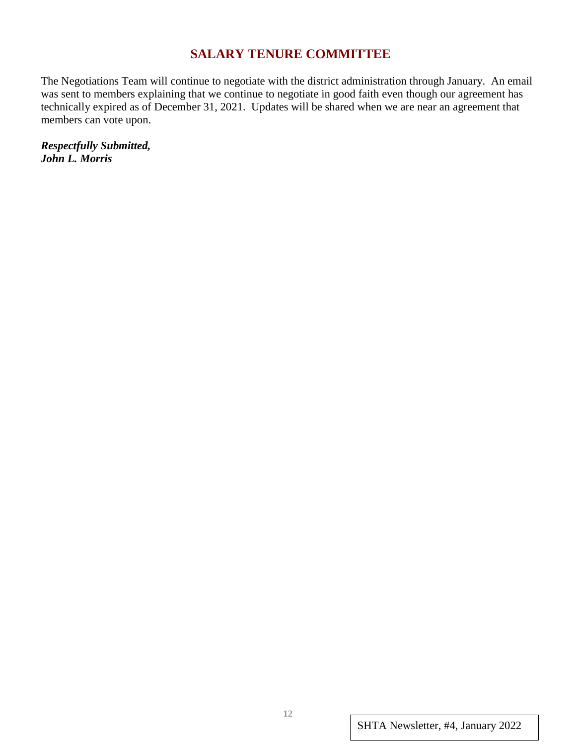## SALARY TENURE COMMITTEE

The Negotiations Team will continue to negotiate with the district administration through January. An email was sent to members explaining that we continue to negotiate in good faith even though our agreement has technically expired as of December 31, 2021. Updates will be shared when we are near an agreement that members can vote upon.

***Respectfully Submitted,***
***John L. Morris***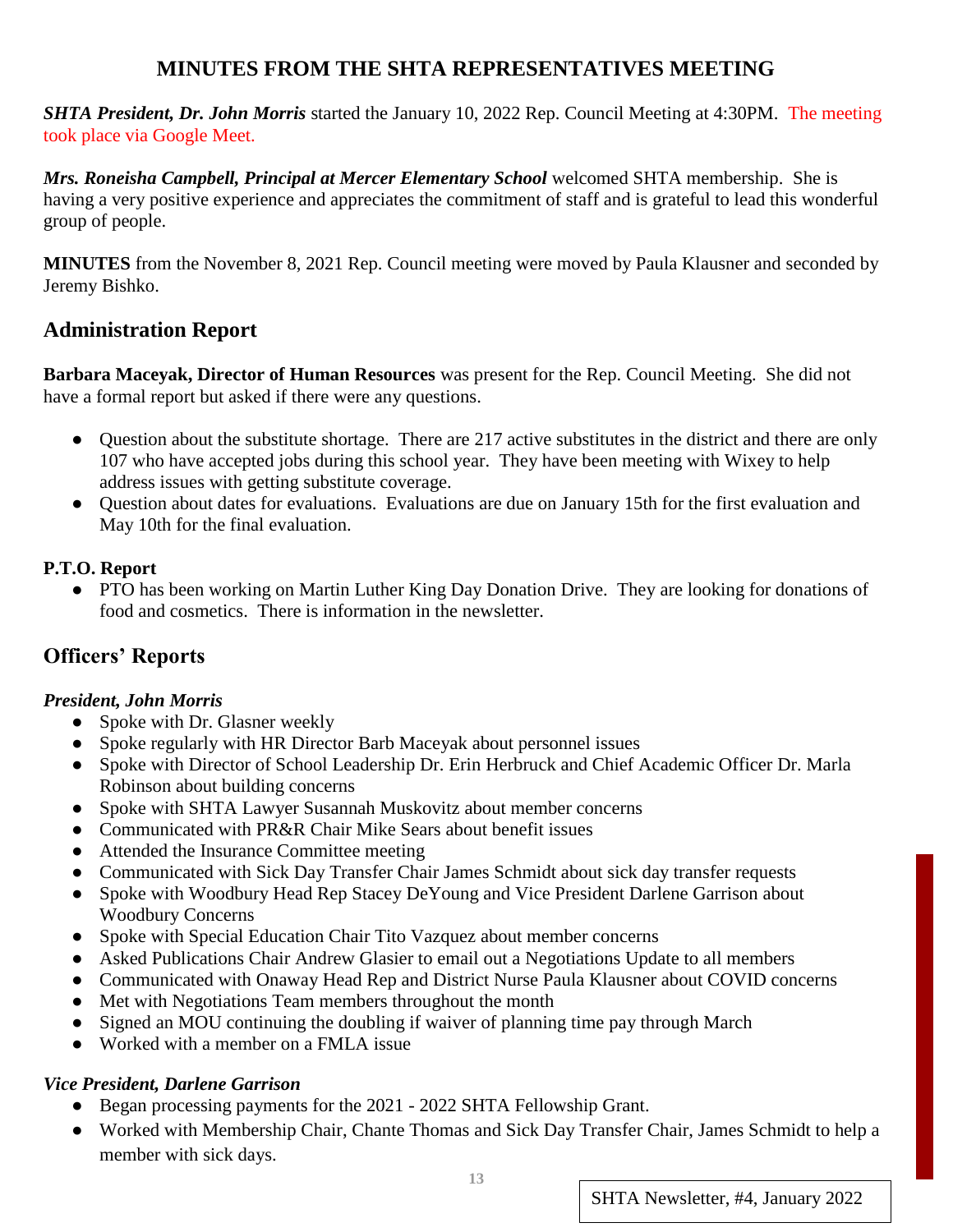## MINUTES FROM THE SHTA REPRESENTATIVES MEETING

***SHTA President, Dr. John Morris*** started the January 10, 2022 Rep. Council Meeting at 4:30PM. The meeting took place via Google Meet.

***Mrs. Roneisha Campbell, Principal at Mercer Elementary School*** welcomed SHTA membership. She is having a very positive experience and appreciates the commitment of staff and is grateful to lead this wonderful group of people.

**MINUTES** from the November 8, 2021 Rep. Council meeting were moved by Paula Klausner and seconded by Jeremy Bishko.

## Administration Report

**Barbara Maceyak, Director of Human Resources** was present for the Rep. Council Meeting. She did not have a formal report but asked if there were any questions.

- Question about the substitute shortage. There are 217 active substitutes in the district and there are only 107 who have accepted jobs during this school year. They have been meeting with Wixey to help address issues with getting substitute coverage.
- Question about dates for evaluations. Evaluations are due on January 15th for the first evaluation and May 10th for the final evaluation.

### P.T.O. Report

- PTO has been working on Martin Luther King Day Donation Drive. They are looking for donations of food and cosmetics. There is information in the newsletter.

## Officers' Reports

### *President, John Morris*

- Spoke with Dr. Glasner weekly
- Spoke regularly with HR Director Barb Maceyak about personnel issues
- Spoke with Director of School Leadership Dr. Erin Herbruck and Chief Academic Officer Dr. Marla Robinson about building concerns
- Spoke with SHTA Lawyer Susannah Muskovitz about member concerns
- Communicated with PR&R Chair Mike Sears about benefit issues
- Attended the Insurance Committee meeting
- Communicated with Sick Day Transfer Chair James Schmidt about sick day transfer requests
- Spoke with Woodbury Head Rep Stacey DeYoung and Vice President Darlene Garrison about Woodbury Concerns
- Spoke with Special Education Chair Tito Vazquez about member concerns
- Asked Publications Chair Andrew Glasier to email out a Negotiations Update to all members
- Communicated with Onaway Head Rep and District Nurse Paula Klausner about COVID concerns
- Met with Negotiations Team members throughout the month
- Signed an MOU continuing the doubling if waiver of planning time pay through March
- Worked with a member on a FMLA issue

### *Vice President, Darlene Garrison*

- Began processing payments for the 2021 - 2022 SHTA Fellowship Grant.
- Worked with Membership Chair, Chante Thomas and Sick Day Transfer Chair, James Schmidt to help a member with sick days.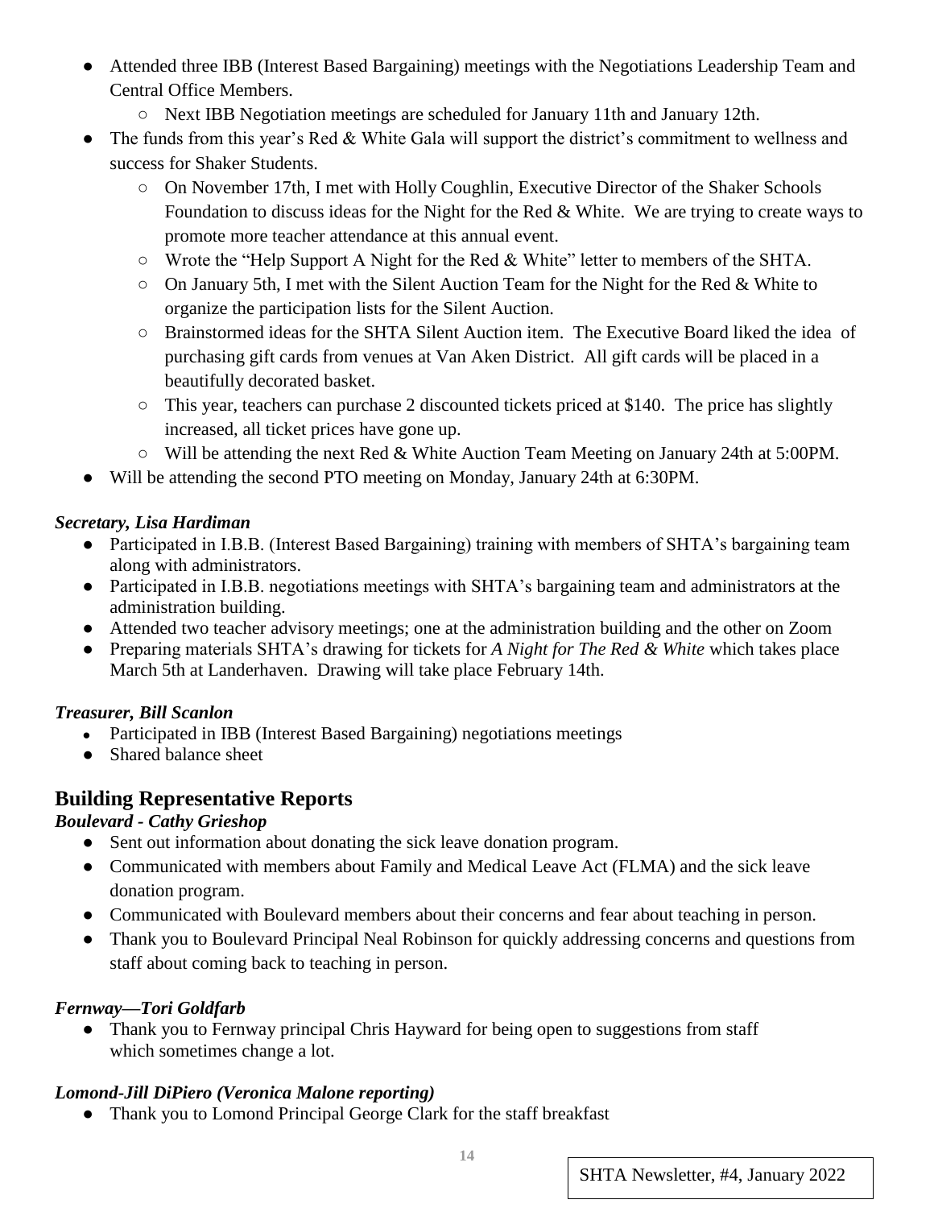- Attended three IBB (Interest Based Bargaining) meetings with the Negotiations Leadership Team and Central Office Members.
  - Next IBB Negotiation meetings are scheduled for January 11th and January 12th.
- The funds from this year's Red & White Gala will support the district's commitment to wellness and success for Shaker Students.
  - On November 17th, I met with Holly Coughlin, Executive Director of the Shaker Schools Foundation to discuss ideas for the Night for the Red & White. We are trying to create ways to promote more teacher attendance at this annual event.
  - Wrote the "Help Support A Night for the Red & White" letter to members of the SHTA.
  - On January 5th, I met with the Silent Auction Team for the Night for the Red & White to organize the participation lists for the Silent Auction.
  - Brainstormed ideas for the SHTA Silent Auction item. The Executive Board liked the idea of purchasing gift cards from venues at Van Aken District. All gift cards will be placed in a beautifully decorated basket.
  - This year, teachers can purchase 2 discounted tickets priced at $140. The price has slightly increased, all ticket prices have gone up.
  - Will be attending the next Red & White Auction Team Meeting on January 24th at 5:00PM.
- Will be attending the second PTO meeting on Monday, January 24th at 6:30PM.

***Secretary, Lisa Hardiman***

- Participated in I.B.B. (Interest Based Bargaining) training with members of SHTA's bargaining team along with administrators.
- Participated in I.B.B. negotiations meetings with SHTA's bargaining team and administrators at the administration building.
- Attended two teacher advisory meetings; one at the administration building and the other on Zoom
- Preparing materials SHTA's drawing for tickets for *A Night for The Red & White* which takes place March 5th at Landerhaven. Drawing will take place February 14th.

***Treasurer, Bill Scanlon***

- Participated in IBB (Interest Based Bargaining) negotiations meetings
- Shared balance sheet

## Building Representative Reports

***Boulevard - Cathy Grieshop***

- Sent out information about donating the sick leave donation program.
- Communicated with members about Family and Medical Leave Act (FLMA) and the sick leave donation program.
- Communicated with Boulevard members about their concerns and fear about teaching in person.
- Thank you to Boulevard Principal Neal Robinson for quickly addressing concerns and questions from staff about coming back to teaching in person.

***Fernway—Tori Goldfarb***

- Thank you to Fernway principal Chris Hayward for being open to suggestions from staff which sometimes change a lot.

***Lomond-Jill DiPiero (Veronica Malone reporting)***

- Thank you to Lomond Principal George Clark for the staff breakfast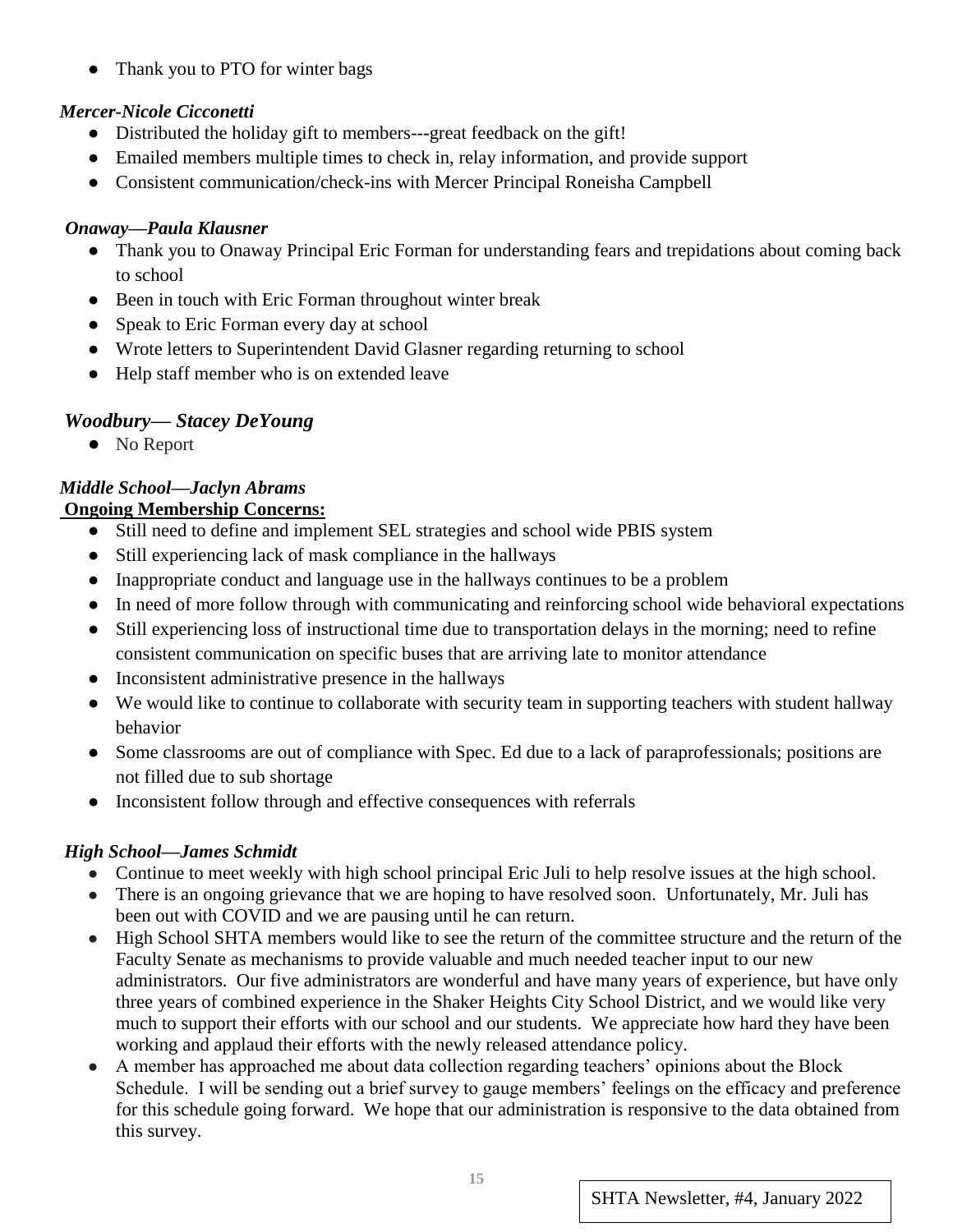- Thank you to PTO for winter bags

***Mercer-Nicole Cicconetti***

- Distributed the holiday gift to members---great feedback on the gift!
- Emailed members multiple times to check in, relay information, and provide support
- Consistent communication/check-ins with Mercer Principal Roneisha Campbell

***Onaway—Paula Klausner***

- Thank you to Onaway Principal Eric Forman for understanding fears and trepidations about coming back to school
- Been in touch with Eric Forman throughout winter break
- Speak to Eric Forman every day at school
- Wrote letters to Superintendent David Glasner regarding returning to school
- Help staff member who is on extended leave

***Woodbury— Stacey DeYoung***

- No Report

***Middle School—Jaclyn Abrams***

**<u>Ongoing Membership Concerns:</u>**

- Still need to define and implement SEL strategies and school wide PBIS system
- Still experiencing lack of mask compliance in the hallways
- Inappropriate conduct and language use in the hallways continues to be a problem
- In need of more follow through with communicating and reinforcing school wide behavioral expectations
- Still experiencing loss of instructional time due to transportation delays in the morning; need to refine consistent communication on specific buses that are arriving late to monitor attendance
- Inconsistent administrative presence in the hallways
- We would like to continue to collaborate with security team in supporting teachers with student hallway behavior
- Some classrooms are out of compliance with Spec. Ed due to a lack of paraprofessionals; positions are not filled due to sub shortage
- Inconsistent follow through and effective consequences with referrals

***High School—James Schmidt***

- Continue to meet weekly with high school principal Eric Juli to help resolve issues at the high school.
- There is an ongoing grievance that we are hoping to have resolved soon. Unfortunately, Mr. Juli has been out with COVID and we are pausing until he can return.
- High School SHTA members would like to see the return of the committee structure and the return of the Faculty Senate as mechanisms to provide valuable and much needed teacher input to our new administrators. Our five administrators are wonderful and have many years of experience, but have only three years of combined experience in the Shaker Heights City School District, and we would like very much to support their efforts with our school and our students. We appreciate how hard they have been working and applaud their efforts with the newly released attendance policy.
- A member has approached me about data collection regarding teachers' opinions about the Block Schedule. I will be sending out a brief survey to gauge members' feelings on the efficacy and preference for this schedule going forward. We hope that our administration is responsive to the data obtained from this survey.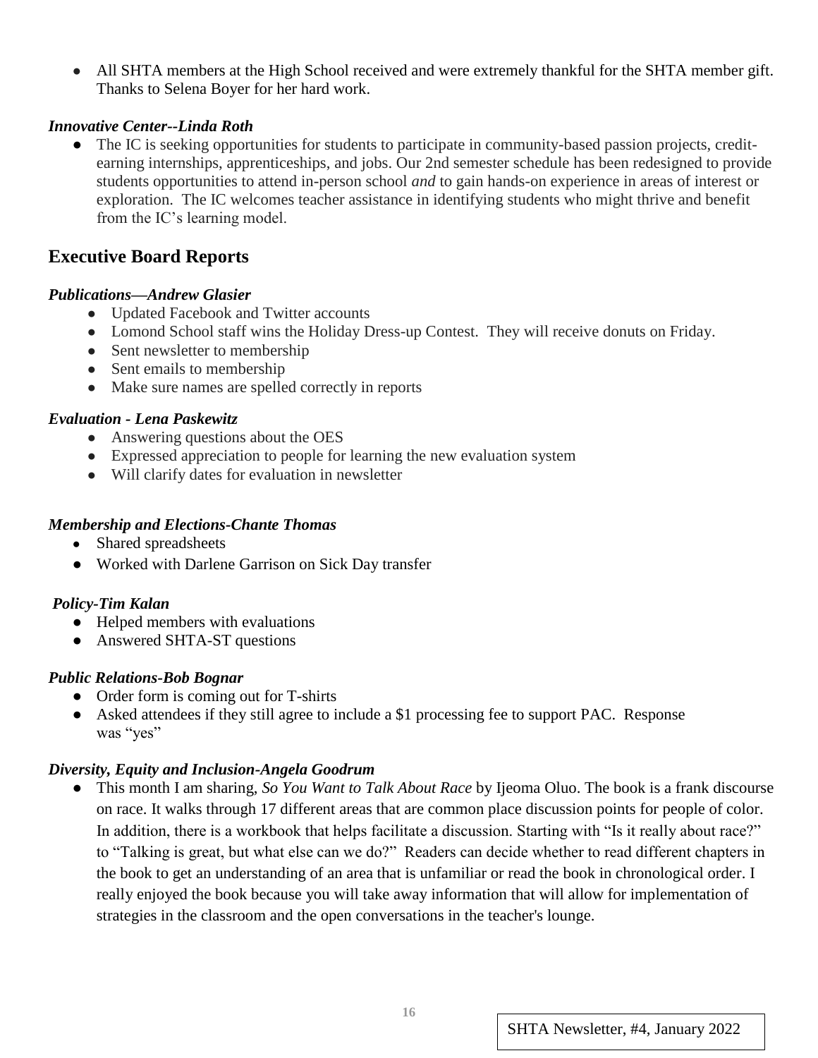- All SHTA members at the High School received and were extremely thankful for the SHTA member gift. Thanks to Selena Boyer for her hard work.

***Innovative Center--Linda Roth***

- The IC is seeking opportunities for students to participate in community-based passion projects, credit-earning internships, apprenticeships, and jobs. Our 2nd semester schedule has been redesigned to provide students opportunities to attend in-person school *and* to gain hands-on experience in areas of interest or exploration. The IC welcomes teacher assistance in identifying students who might thrive and benefit from the IC's learning model.

## Executive Board Reports

***Publications—Andrew Glasier***

- Updated Facebook and Twitter accounts
- Lomond School staff wins the Holiday Dress-up Contest. They will receive donuts on Friday.
- Sent newsletter to membership
- Sent emails to membership
- Make sure names are spelled correctly in reports

***Evaluation - Lena Paskewitz***

- Answering questions about the OES
- Expressed appreciation to people for learning the new evaluation system
- Will clarify dates for evaluation in newsletter

***Membership and Elections-Chante Thomas***

- Shared spreadsheets
- Worked with Darlene Garrison on Sick Day transfer

***Policy-Tim Kalan***

- Helped members with evaluations
- Answered SHTA-ST questions

***Public Relations-Bob Bognar***

- Order form is coming out for T-shirts
- Asked attendees if they still agree to include a $1 processing fee to support PAC. Response was "yes"

***Diversity, Equity and Inclusion-Angela Goodrum***

- This month I am sharing, *So You Want to Talk About Race* by Ijeoma Oluo. The book is a frank discourse on race. It walks through 17 different areas that are common place discussion points for people of color. In addition, there is a workbook that helps facilitate a discussion. Starting with "Is it really about race?" to "Talking is great, but what else can we do?" Readers can decide whether to read different chapters in the book to get an understanding of an area that is unfamiliar or read the book in chronological order. I really enjoyed the book because you will take away information that will allow for implementation of strategies in the classroom and the open conversations in the teacher's lounge.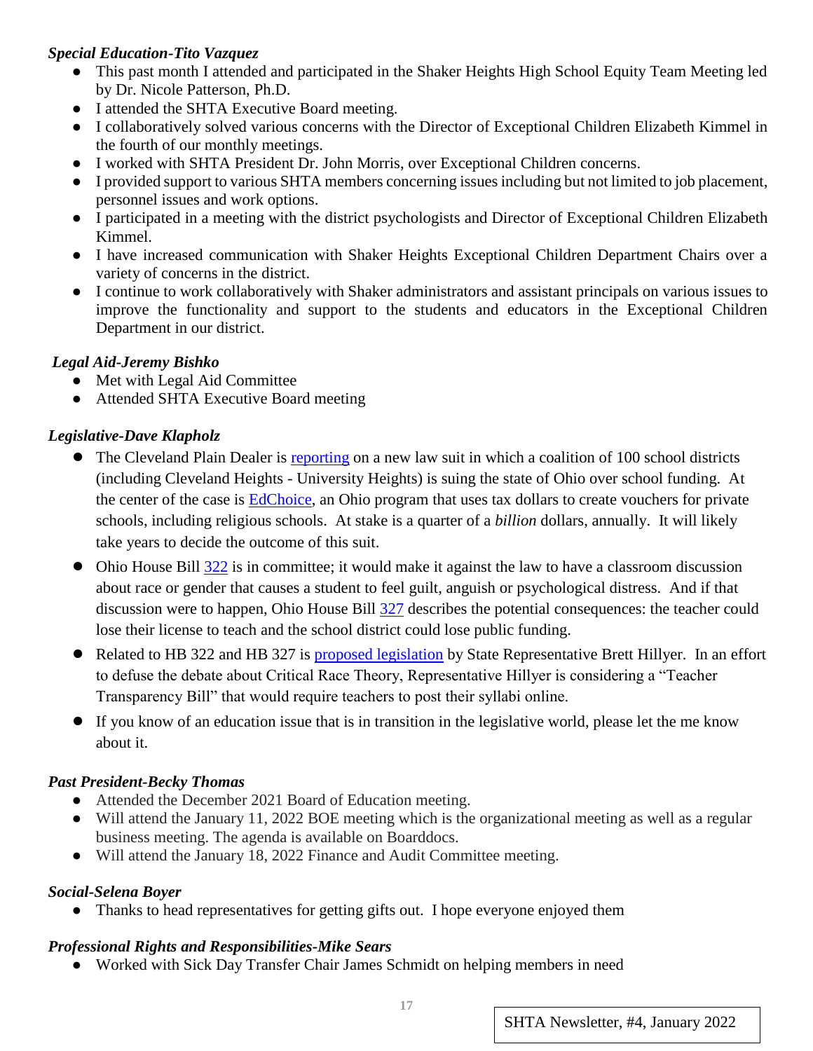***Special Education-Tito Vazquez***

- This past month I attended and participated in the Shaker Heights High School Equity Team Meeting led by Dr. Nicole Patterson, Ph.D.
- I attended the SHTA Executive Board meeting.
- I collaboratively solved various concerns with the Director of Exceptional Children Elizabeth Kimmel in the fourth of our monthly meetings.
- I worked with SHTA President Dr. John Morris, over Exceptional Children concerns.
- I provided support to various SHTA members concerning issues including but not limited to job placement, personnel issues and work options.
- I participated in a meeting with the district psychologists and Director of Exceptional Children Elizabeth Kimmel.
- I have increased communication with Shaker Heights Exceptional Children Department Chairs over a variety of concerns in the district.
- I continue to work collaboratively with Shaker administrators and assistant principals on various issues to improve the functionality and support to the students and educators in the Exceptional Children Department in our district.

***Legal Aid-Jeremy Bishko***

- Met with Legal Aid Committee
- Attended SHTA Executive Board meeting

***Legislative-Dave Klapholz***

- The Cleveland Plain Dealer is reporting on a new law suit in which a coalition of 100 school districts (including Cleveland Heights - University Heights) is suing the state of Ohio over school funding. At the center of the case is EdChoice, an Ohio program that uses tax dollars to create vouchers for private schools, including religious schools. At stake is a quarter of a *billion* dollars, annually. It will likely take years to decide the outcome of this suit.
- Ohio House Bill 322 is in committee; it would make it against the law to have a classroom discussion about race or gender that causes a student to feel guilt, anguish or psychological distress. And if that discussion were to happen, Ohio House Bill 327 describes the potential consequences: the teacher could lose their license to teach and the school district could lose public funding.
- Related to HB 322 and HB 327 is proposed legislation by State Representative Brett Hillyer. In an effort to defuse the debate about Critical Race Theory, Representative Hillyer is considering a "Teacher Transparency Bill" that would require teachers to post their syllabi online.
- If you know of an education issue that is in transition in the legislative world, please let the me know about it.

***Past President-Becky Thomas***

- Attended the December 2021 Board of Education meeting.
- Will attend the January 11, 2022 BOE meeting which is the organizational meeting as well as a regular business meeting. The agenda is available on Boarddocs.
- Will attend the January 18, 2022 Finance and Audit Committee meeting.

***Social-Selena Boyer***

- Thanks to head representatives for getting gifts out. I hope everyone enjoyed them

***Professional Rights and Responsibilities-Mike Sears***

- Worked with Sick Day Transfer Chair James Schmidt on helping members in need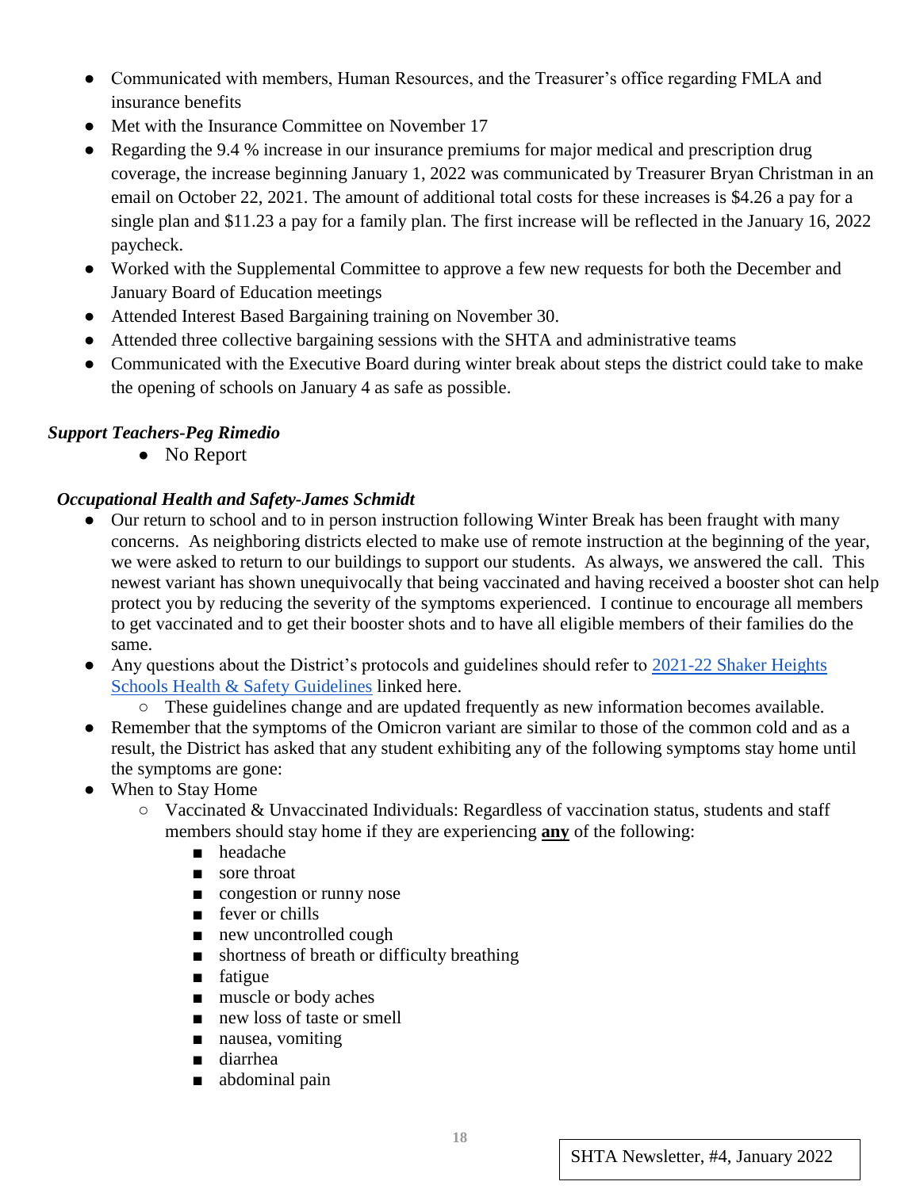- Communicated with members, Human Resources, and the Treasurer's office regarding FMLA and insurance benefits
- Met with the Insurance Committee on November 17
- Regarding the 9.4 % increase in our insurance premiums for major medical and prescription drug coverage, the increase beginning January 1, 2022 was communicated by Treasurer Bryan Christman in an email on October 22, 2021. The amount of additional total costs for these increases is $4.26 a pay for a single plan and $11.23 a pay for a family plan. The first increase will be reflected in the January 16, 2022 paycheck.
- Worked with the Supplemental Committee to approve a few new requests for both the December and January Board of Education meetings
- Attended Interest Based Bargaining training on November 30.
- Attended three collective bargaining sessions with the SHTA and administrative teams
- Communicated with the Executive Board during winter break about steps the district could take to make the opening of schools on January 4 as safe as possible.

***Support Teachers-Peg Rimedio***

- No Report

***Occupational Health and Safety-James Schmidt***

- Our return to school and to in person instruction following Winter Break has been fraught with many concerns. As neighboring districts elected to make use of remote instruction at the beginning of the year, we were asked to return to our buildings to support our students. As always, we answered the call. This newest variant has shown unequivocally that being vaccinated and having received a booster shot can help protect you by reducing the severity of the symptoms experienced. I continue to encourage all members to get vaccinated and to get their booster shots and to have all eligible members of their families do the same.
- Any questions about the District's protocols and guidelines should refer to [2021-22 Shaker Heights Schools Health & Safety Guidelines]() linked here.
  - These guidelines change and are updated frequently as new information becomes available.
- Remember that the symptoms of the Omicron variant are similar to those of the common cold and as a result, the District has asked that any student exhibiting any of the following symptoms stay home until the symptoms are gone:
- When to Stay Home
  - Vaccinated & Unvaccinated Individuals: Regardless of vaccination status, students and staff members should stay home if they are experiencing **<u>any</u>** of the following:
    - headache
    - sore throat
    - congestion or runny nose
    - fever or chills
    - new uncontrolled cough
    - shortness of breath or difficulty breathing
    - fatigue
    - muscle or body aches
    - new loss of taste or smell
    - nausea, vomiting
    - diarrhea
    - abdominal pain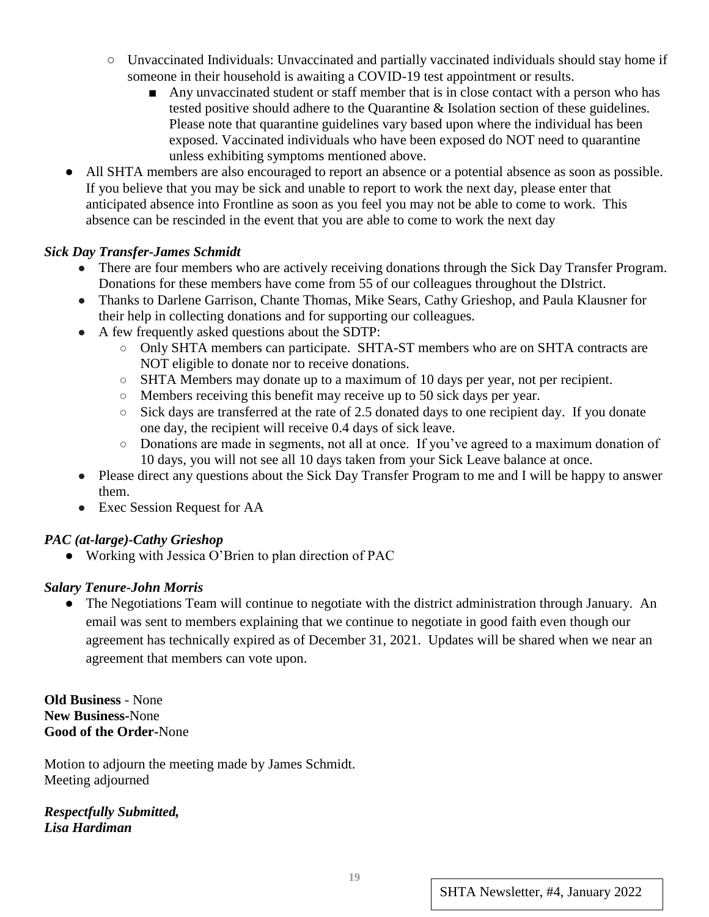- Unvaccinated Individuals: Unvaccinated and partially vaccinated individuals should stay home if someone in their household is awaiting a COVID-19 test appointment or results.
  - Any unvaccinated student or staff member that is in close contact with a person who has tested positive should adhere to the Quarantine & Isolation section of these guidelines. Please note that quarantine guidelines vary based upon where the individual has been exposed. Vaccinated individuals who have been exposed do NOT need to quarantine unless exhibiting symptoms mentioned above.
- All SHTA members are also encouraged to report an absence or a potential absence as soon as possible. If you believe that you may be sick and unable to report to work the next day, please enter that anticipated absence into Frontline as soon as you feel you may not be able to come to work. This absence can be rescinded in the event that you are able to come to work the next day

***Sick Day Transfer-James Schmidt***

- There are four members who are actively receiving donations through the Sick Day Transfer Program. Donations for these members have come from 55 of our colleagues throughout the DIstrict.
- Thanks to Darlene Garrison, Chante Thomas, Mike Sears, Cathy Grieshop, and Paula Klausner for their help in collecting donations and for supporting our colleagues.
- A few frequently asked questions about the SDTP:
  - Only SHTA members can participate. SHTA-ST members who are on SHTA contracts are NOT eligible to donate nor to receive donations.
  - SHTA Members may donate up to a maximum of 10 days per year, not per recipient.
  - Members receiving this benefit may receive up to 50 sick days per year.
  - Sick days are transferred at the rate of 2.5 donated days to one recipient day. If you donate one day, the recipient will receive 0.4 days of sick leave.
  - Donations are made in segments, not all at once. If you've agreed to a maximum donation of 10 days, you will not see all 10 days taken from your Sick Leave balance at once.
- Please direct any questions about the Sick Day Transfer Program to me and I will be happy to answer them.
- Exec Session Request for AA

***PAC (at-large)-Cathy Grieshop***

- Working with Jessica O'Brien to plan direction of PAC

***Salary Tenure-John Morris***

- The Negotiations Team will continue to negotiate with the district administration through January. An email was sent to members explaining that we continue to negotiate in good faith even though our agreement has technically expired as of December 31, 2021. Updates will be shared when we near an agreement that members can vote upon.

**Old Business** - None
**New Business**-None
**Good of the Order**-None

Motion to adjourn the meeting made by James Schmidt.
Meeting adjourned

***Respectfully Submitted,***
***Lisa Hardiman***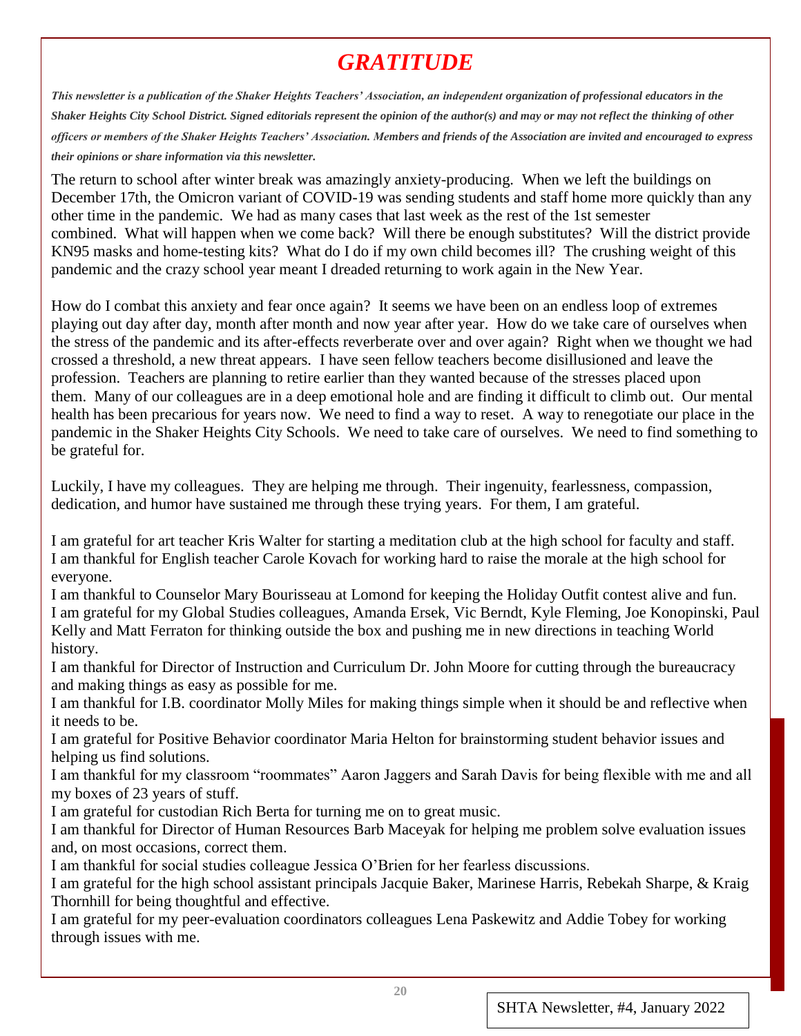# *GRATITUDE*

***This newsletter is a publication of the Shaker Heights Teachers' Association, an independent organization of professional educators in the Shaker Heights City School District. Signed editorials represent the opinion of the author(s) and may or may not reflect the thinking of other officers or members of the Shaker Heights Teachers' Association. Members and friends of the Association are invited and encouraged to express their opinions or share information via this newsletter.***

The return to school after winter break was amazingly anxiety-producing. When we left the buildings on December 17th, the Omicron variant of COVID-19 was sending students and staff home more quickly than any other time in the pandemic. We had as many cases that last week as the rest of the 1st semester combined. What will happen when we come back? Will there be enough substitutes? Will the district provide KN95 masks and home-testing kits? What do I do if my own child becomes ill? The crushing weight of this pandemic and the crazy school year meant I dreaded returning to work again in the New Year.

How do I combat this anxiety and fear once again? It seems we have been on an endless loop of extremes playing out day after day, month after month and now year after year. How do we take care of ourselves when the stress of the pandemic and its after-effects reverberate over and over again? Right when we thought we had crossed a threshold, a new threat appears. I have seen fellow teachers become disillusioned and leave the profession. Teachers are planning to retire earlier than they wanted because of the stresses placed upon them. Many of our colleagues are in a deep emotional hole and are finding it difficult to climb out. Our mental health has been precarious for years now. We need to find a way to reset. A way to renegotiate our place in the pandemic in the Shaker Heights City Schools. We need to take care of ourselves. We need to find something to be grateful for.

Luckily, I have my colleagues. They are helping me through. Their ingenuity, fearlessness, compassion, dedication, and humor have sustained me through these trying years. For them, I am grateful.

I am grateful for art teacher Kris Walter for starting a meditation club at the high school for faculty and staff.
I am thankful for English teacher Carole Kovach for working hard to raise the morale at the high school for everyone.
I am thankful to Counselor Mary Bourisseau at Lomond for keeping the Holiday Outfit contest alive and fun.
I am grateful for my Global Studies colleagues, Amanda Ersek, Vic Berndt, Kyle Fleming, Joe Konopinski, Paul Kelly and Matt Ferraton for thinking outside the box and pushing me in new directions in teaching World history.
I am thankful for Director of Instruction and Curriculum Dr. John Moore for cutting through the bureaucracy and making things as easy as possible for me.
I am thankful for I.B. coordinator Molly Miles for making things simple when it should be and reflective when it needs to be.
I am grateful for Positive Behavior coordinator Maria Helton for brainstorming student behavior issues and helping us find solutions.
I am thankful for my classroom "roommates" Aaron Jaggers and Sarah Davis for being flexible with me and all my boxes of 23 years of stuff.
I am grateful for custodian Rich Berta for turning me on to great music.
I am thankful for Director of Human Resources Barb Maceyak for helping me problem solve evaluation issues and, on most occasions, correct them.
I am thankful for social studies colleague Jessica O'Brien for her fearless discussions.
I am grateful for the high school assistant principals Jacquie Baker, Marinese Harris, Rebekah Sharpe, & Kraig Thornhill for being thoughtful and effective.
I am grateful for my peer-evaluation coordinators colleagues Lena Paskewitz and Addie Tobey for working through issues with me.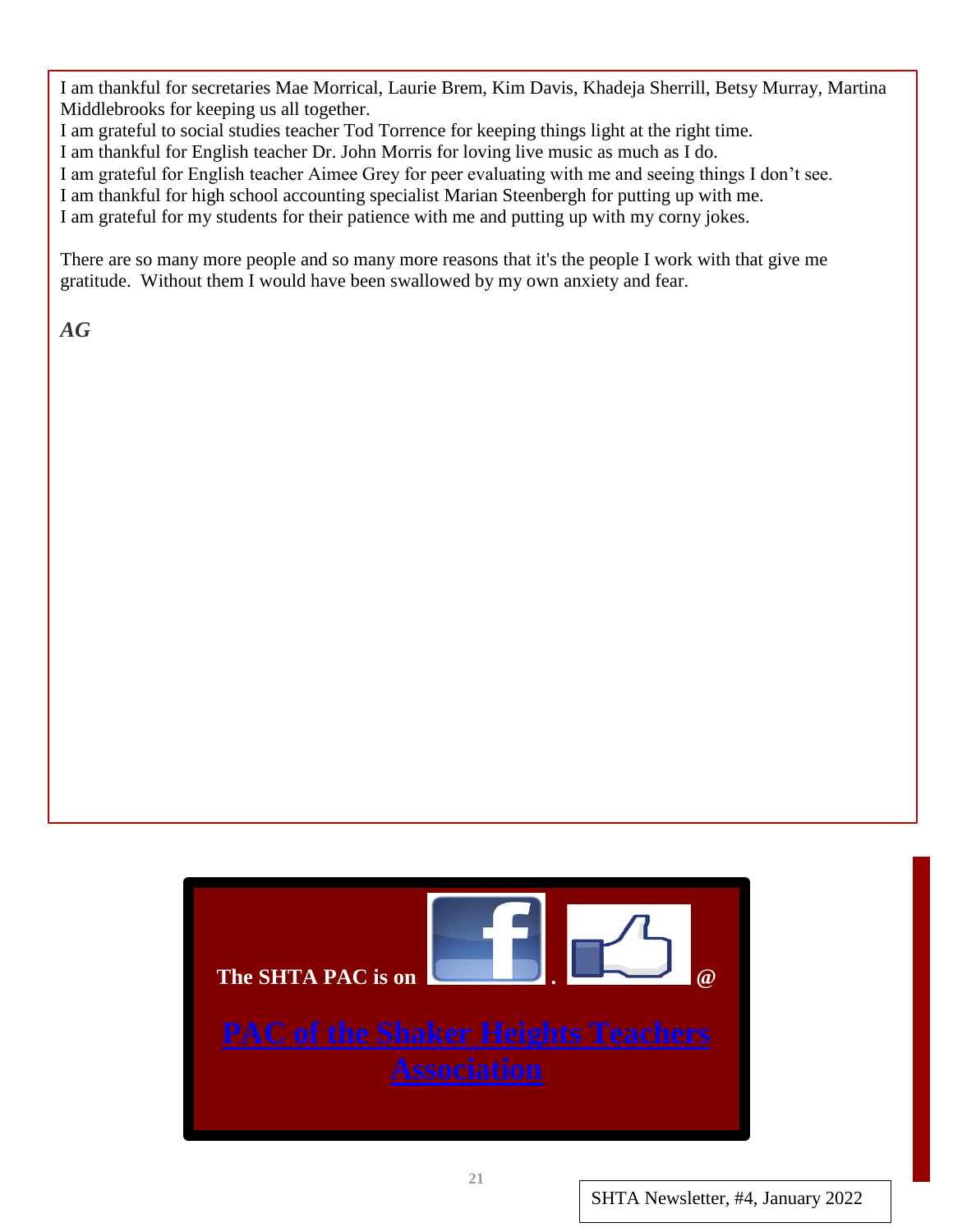I am thankful for secretaries Mae Morrical, Laurie Brem, Kim Davis, Khadeja Sherrill, Betsy Murray, Martina Middlebrooks for keeping us all together.
I am grateful to social studies teacher Tod Torrence for keeping things light at the right time.
I am thankful for English teacher Dr. John Morris for loving live music as much as I do.
I am grateful for English teacher Aimee Grey for peer evaluating with me and seeing things I don't see.
I am thankful for high school accounting specialist Marian Steenbergh for putting up with me.
I am grateful for my students for their patience with me and putting up with my corny jokes.

There are so many more people and so many more reasons that it's the people I work with that give me gratitude. Without them I would have been swallowed by my own anxiety and fear.

***AG***

**The SHTA PAC is on** . @

**PAC of the Shaker Heights Teachers Association**